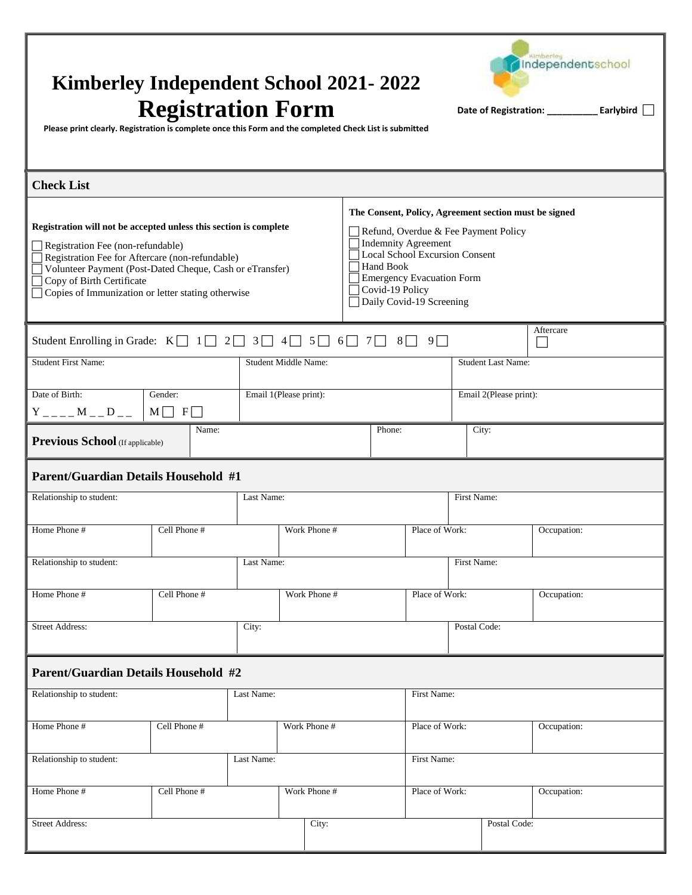# Kimberley Independent School 2021- 2022
# Registration Form

Date of Registration: __________ Earlybird ☐

**Please print clearly. Registration is complete once this Form and the completed Check List is submitted**

## Check List

**Registration will not be accepted unless this section is complete**

- ☐ Registration Fee (non-refundable)
- ☐ Registration Fee for Aftercare (non-refundable)
- ☐ Volunteer Payment (Post-Dated Cheque, Cash or eTransfer)
- ☐ Copy of Birth Certificate
- ☐ Copies of Immunization or letter stating otherwise

**The Consent, Policy, Agreement section must be signed**

- ☐ Refund, Overdue & Fee Payment Policy
- ☐ Indemnity Agreement
- ☐ Local School Excursion Consent
- ☐ Hand Book
- ☐ Emergency Evacuation Form
- ☐ Covid-19 Policy
- ☐ Daily Covid-19 Screening

Student Enrolling in Grade: K☐ 1☐ 2☐ 3☐ 4☐ 5☐ 6☐ 7☐ 8☐ 9☐ | Aftercare ☐

| | | |
|---|---|---|
| Student First Name: | Student Middle Name: | Student Last Name: |

| | | | |
|---|---|---|---|
| Date of Birth: Y _ _ _ _ M _ _ D _ _ | Gender: M☐ F☐ | Email 1(Please print): | Email 2(Please print): |

| | | | |
|---|---|---|---|
| **Previous School** (If applicable) | Name: | Phone: | City: |

## Parent/Guardian Details Household #1

| | | | | |
|---|---|---|---|---|
| Relationship to student: | | Last Name: | First Name: | |
| Home Phone # | Cell Phone # | Work Phone # | Place of Work: | Occupation: |
| Relationship to student: | | Last Name: | First Name: | |
| Home Phone # | Cell Phone # | Work Phone # | Place of Work: | Occupation: |
| Street Address: | | City: | Postal Code: | |

## Parent/Guardian Details Household #2

| | | | | |
|---|---|---|---|---|
| Relationship to student: | | Last Name: | First Name: | |
| Home Phone # | Cell Phone # | Work Phone # | Place of Work: | Occupation: |
| Relationship to student: | | Last Name: | First Name: | |
| Home Phone # | Cell Phone # | Work Phone # | Place of Work: | Occupation: |
| Street Address: | | City: | Postal Code: | |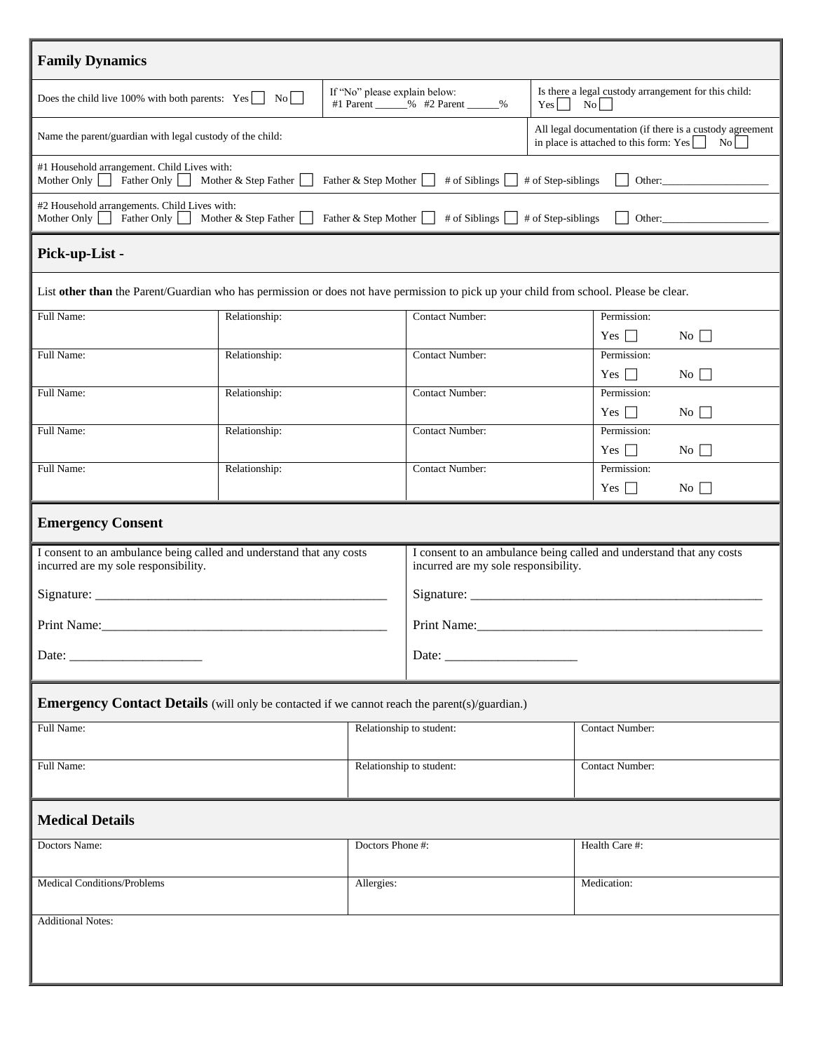## Family Dynamics

| | | |
|---|---|---|
| Does the child live 100% with both parents: Yes ☐ No ☐ | If "No" please explain below: #1 Parent ______% #2 Parent ______% | Is there a legal custody arrangement for this child: Yes ☐ No ☐ |
| Name the parent/guardian with legal custody of the child: | | All legal documentation (if there is a custody agreement in place is attached to this form: Yes ☐ No ☐ |

#1 Household arrangement. Child Lives with:
Mother Only ☐ Father Only ☐ Mother & Step Father ☐ Father & Step Mother ☐ # of Siblings ☐ # of Step-siblings ☐ Other:___________________

#2 Household arrangements. Child Lives with:
Mother Only ☐ Father Only ☐ Mother & Step Father ☐ Father & Step Mother ☐ # of Siblings ☐ # of Step-siblings ☐ Other:___________________

## Pick-up-List -

List **other than** the Parent/Guardian who has permission or does not have permission to pick up your child from school. Please be clear.

| | | | |
|---|---|---|---|
| Full Name: | Relationship: | Contact Number: | Permission: Yes ☐ No ☐ |
| Full Name: | Relationship: | Contact Number: | Permission: Yes ☐ No ☐ |
| Full Name: | Relationship: | Contact Number: | Permission: Yes ☐ No ☐ |
| Full Name: | Relationship: | Contact Number: | Permission: Yes ☐ No ☐ |
| Full Name: | Relationship: | Contact Number: | Permission: Yes ☐ No ☐ |

## Emergency Consent

I consent to an ambulance being called and understand that any costs incurred are my sole responsibility.

Signature: ___________________________________________

Print Name:___________________________________________

Date: ____________________

I consent to an ambulance being called and understand that any costs incurred are my sole responsibility.

Signature: ___________________________________________

Print Name:___________________________________________

Date: ____________________

## Emergency Contact Details (will only be contacted if we cannot reach the parent(s)/guardian.)

| | | |
|---|---|---|
| Full Name: | Relationship to student: | Contact Number: |
| Full Name: | Relationship to student: | Contact Number: |

## Medical Details

| | | |
|---|---|---|
| Doctors Name: | Doctors Phone #: | Health Care #: |
| Medical Conditions/Problems | Allergies: | Medication: |

Additional Notes: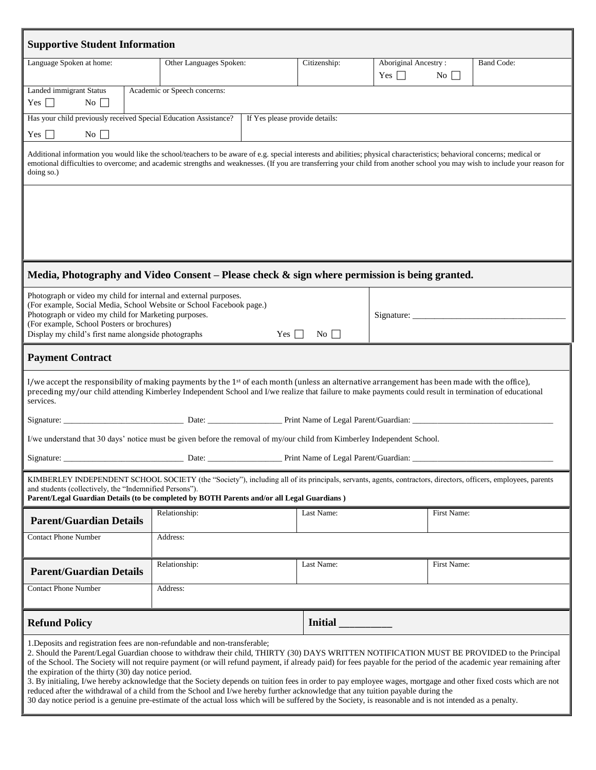## Supportive Student Information

| | | | | |
|---|---|---|---|---|
| Language Spoken at home: | Other Languages Spoken: | Citizenship: | Aboriginal Ancestry : Yes ☐ No ☐ | Band Code: |

| | |
|---|---|
| Landed immigrant Status Yes ☐ No ☐ | Academic or Speech concerns: |
| Has your child previously received Special Education Assistance? Yes ☐ No ☐ | If Yes please provide details: |

Additional information you would like the school/teachers to be aware of e.g. special interests and abilities; physical characteristics; behavioral concerns; medical or emotional difficulties to overcome; and academic strengths and weaknesses. (If you are transferring your child from another school you may wish to include your reason for doing so.)

## Media, Photography and Video Consent – Please check & sign where permission is being granted.

Photograph or video my child for internal and external purposes.
(For example, Social Media, School Website or School Facebook page.)
Photograph or video my child for Marketing purposes.
(For example, School Posters or brochures)
Display my child's first name alongside photographs Yes ☐ No ☐

Signature: ___________________________________

## Payment Contract

I/we accept the responsibility of making payments by the 1st of each month (unless an alternative arrangement has been made with the office), preceding my/our child attending Kimberley Independent School and I/we realize that failure to make payments could result in termination of educational services.

Signature: ____________________________ Date: _________________ Print Name of Legal Parent/Guardian: __________________________________

I/we understand that 30 days' notice must be given before the removal of my/our child from Kimberley Independent School.

Signature: ____________________________ Date: _________________ Print Name of Legal Parent/Guardian: __________________________________

KIMBERLEY INDEPENDENT SCHOOL SOCIETY (the "Society"), including all of its principals, servants, agents, contractors, directors, officers, employees, parents and students (collectively, the "Indemnified Persons").
**Parent/Legal Guardian Details (to be completed by BOTH Parents and/or all Legal Guardians )**

| | | | |
|---|---|---|---|
| **Parent/Guardian Details** | Relationship: | Last Name: | First Name: |
| Contact Phone Number | Address: | | |
| **Parent/Guardian Details** | Relationship: | Last Name: | First Name: |
| Contact Phone Number | Address: | | |

## Refund Policy

**Initial __________**

1.Deposits and registration fees are non-refundable and non-transferable;
2. Should the Parent/Legal Guardian choose to withdraw their child, THIRTY (30) DAYS WRITTEN NOTIFICATION MUST BE PROVIDED to the Principal of the School. The Society will not require payment (or will refund payment, if already paid) for fees payable for the period of the academic year remaining after the expiration of the thirty (30) day notice period.
3. By initialing, I/we hereby acknowledge that the Society depends on tuition fees in order to pay employee wages, mortgage and other fixed costs which are not reduced after the withdrawal of a child from the School and I/we hereby further acknowledge that any tuition payable during the 30 day notice period is a genuine pre-estimate of the actual loss which will be suffered by the Society, is reasonable and is not intended as a penalty.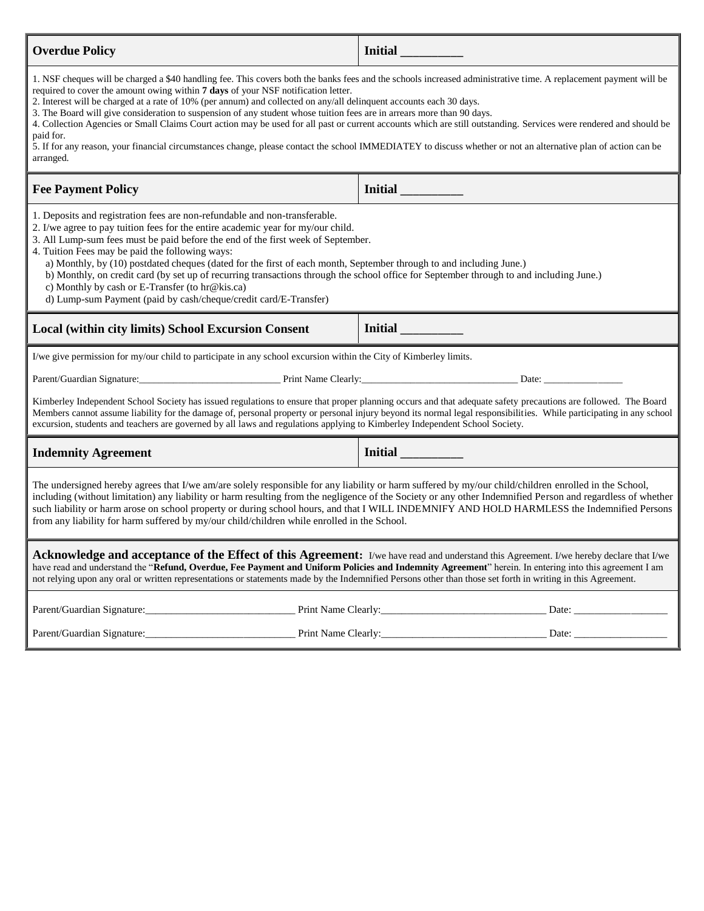| **Overdue Policy** | **Initial _________** |
|---|---|

1. NSF cheques will be charged a $40 handling fee. This covers both the banks fees and the schools increased administrative time. A replacement payment will be required to cover the amount owing within **7 days** of your NSF notification letter.
2. Interest will be charged at a rate of 10% (per annum) and collected on any/all delinquent accounts each 30 days.
3. The Board will give consideration to suspension of any student whose tuition fees are in arrears more than 90 days.
4. Collection Agencies or Small Claims Court action may be used for all past or current accounts which are still outstanding. Services were rendered and should be paid for.
5. If for any reason, your financial circumstances change, please contact the school IMMEDIATEY to discuss whether or not an alternative plan of action can be arranged.

| **Fee Payment Policy** | **Initial _________** |
|---|---|

1. Deposits and registration fees are non-refundable and non-transferable.
2. I/we agree to pay tuition fees for the entire academic year for my/our child.
3. All Lump-sum fees must be paid before the end of the first week of September.
4. Tuition Fees may be paid the following ways:
   a) Monthly, by (10) postdated cheques (dated for the first of each month, September through to and including June.)
   b) Monthly, on credit card (by set up of recurring transactions through the school office for September through to and including June.)
   c) Monthly by cash or E-Transfer (to hr@kis.ca)
   d) Lump-sum Payment (paid by cash/cheque/credit card/E-Transfer)

| **Local (within city limits) School Excursion Consent** | **Initial _________** |
|---|---|

I/we give permission for my/our child to participate in any school excursion within the City of Kimberley limits.

Parent/Guardian Signature:____________________________ Print Name Clearly:_______________________________ Date: ________________

Kimberley Independent School Society has issued regulations to ensure that proper planning occurs and that adequate safety precautions are followed. The Board Members cannot assume liability for the damage of, personal property or personal injury beyond its normal legal responsibilities. While participating in any school excursion, students and teachers are governed by all laws and regulations applying to Kimberley Independent School Society.

| **Indemnity Agreement** | **Initial _________** |
|---|---|

The undersigned hereby agrees that I/we am/are solely responsible for any liability or harm suffered by my/our child/children enrolled in the School, including (without limitation) any liability or harm resulting from the negligence of the Society or any other Indemnified Person and regardless of whether such liability or harm arose on school property or during school hours, and that I WILL INDEMNIFY AND HOLD HARMLESS the Indemnified Persons from any liability for harm suffered by my/our child/children while enrolled in the School.

**Acknowledge and acceptance of the Effect of this Agreement:** I/we have read and understand this Agreement. I/we hereby declare that I/we have read and understand the "**Refund, Overdue, Fee Payment and Uniform Policies and Indemnity Agreement**" herein. In entering into this agreement I am not relying upon any oral or written representations or statements made by the Indemnified Persons other than those set forth in writing in this Agreement.

Parent/Guardian Signature:____________________________ Print Name Clearly:_______________________________ Date: __________________

Parent/Guardian Signature:____________________________ Print Name Clearly:_______________________________ Date: __________________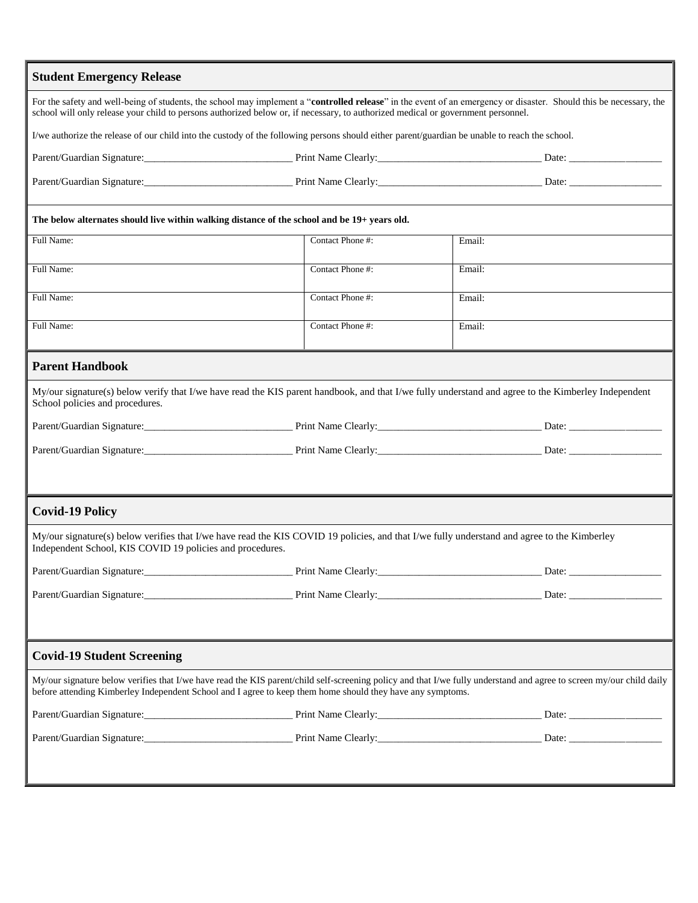## Student Emergency Release

For the safety and well-being of students, the school may implement a "**controlled release**" in the event of an emergency or disaster. Should this be necessary, the school will only release your child to persons authorized below or, if necessary, to authorized medical or government personnel.

I/we authorize the release of our child into the custody of the following persons should either parent/guardian be unable to reach the school.

Parent/Guardian Signature:_____________________________ Print Name Clearly:________________________________ Date: __________________

Parent/Guardian Signature:_____________________________ Print Name Clearly:________________________________ Date: __________________

**The below alternates should live within walking distance of the school and be 19+ years old.**

| | | |
|---|---|---|
| Full Name: | Contact Phone #: | Email: |
| Full Name: | Contact Phone #: | Email: |
| Full Name: | Contact Phone #: | Email: |
| Full Name: | Contact Phone #: | Email: |

## Parent Handbook

My/our signature(s) below verify that I/we have read the KIS parent handbook, and that I/we fully understand and agree to the Kimberley Independent School policies and procedures.

Parent/Guardian Signature:_____________________________ Print Name Clearly:________________________________ Date: __________________

Parent/Guardian Signature:_____________________________ Print Name Clearly:________________________________ Date: __________________

## Covid-19 Policy

My/our signature(s) below verifies that I/we have read the KIS COVID 19 policies, and that I/we fully understand and agree to the Kimberley Independent School, KIS COVID 19 policies and procedures.

Parent/Guardian Signature:_____________________________ Print Name Clearly:________________________________ Date: __________________

Parent/Guardian Signature:_____________________________ Print Name Clearly:________________________________ Date: __________________

## Covid-19 Student Screening

My/our signature below verifies that I/we have read the KIS parent/child self-screening policy and that I/we fully understand and agree to screen my/our child daily before attending Kimberley Independent School and I agree to keep them home should they have any symptoms.

Parent/Guardian Signature:_____________________________ Print Name Clearly:________________________________ Date: __________________

Parent/Guardian Signature:_____________________________ Print Name Clearly:________________________________ Date: __________________